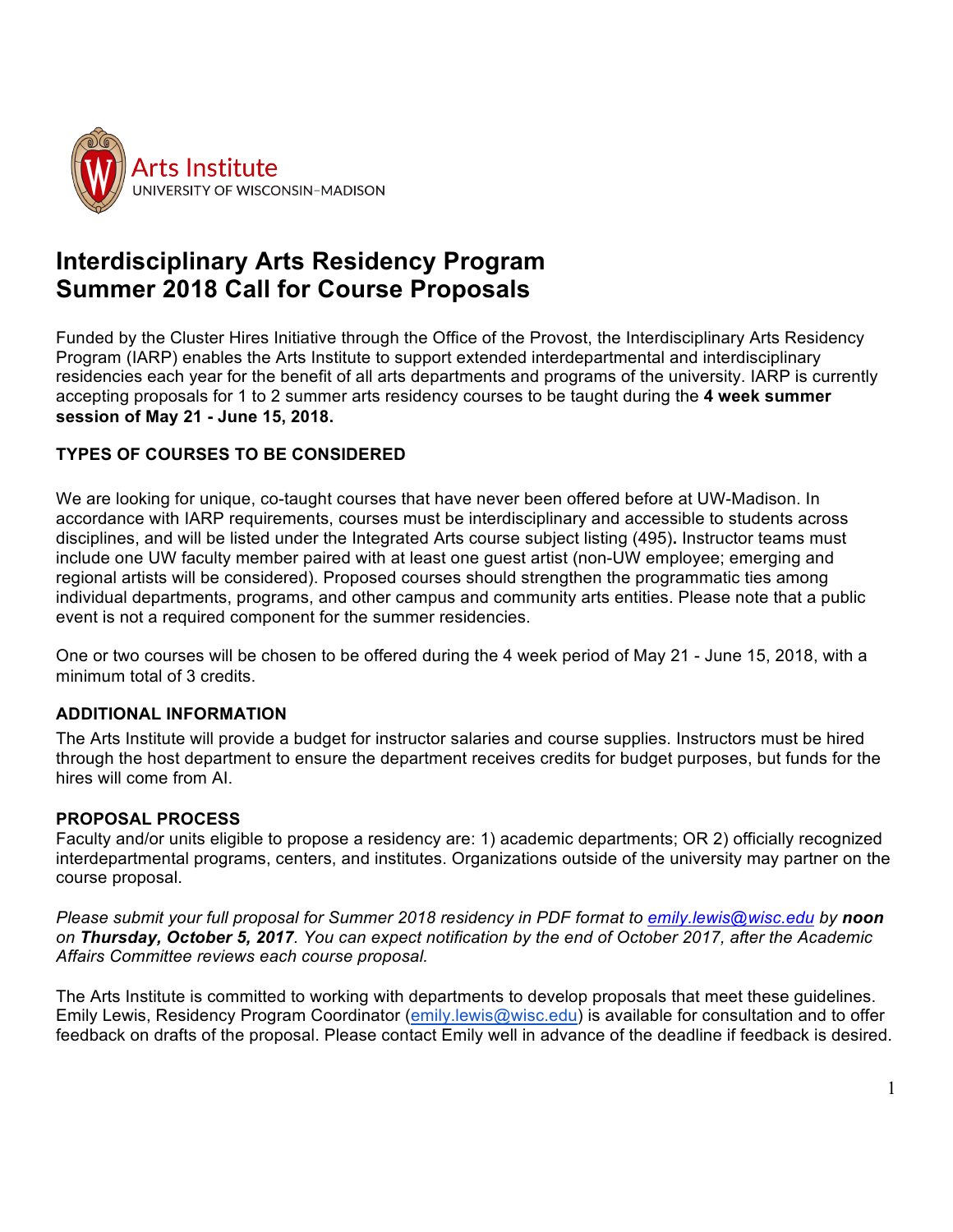Arts Institute
UNIVERSITY OF WISCONSIN–MADISON

# Interdisciplinary Arts Residency Program
# Summer 2018 Call for Course Proposals

Funded by the Cluster Hires Initiative through the Office of the Provost, the Interdisciplinary Arts Residency Program (IARP) enables the Arts Institute to support extended interdepartmental and interdisciplinary residencies each year for the benefit of all arts departments and programs of the university. IARP is currently accepting proposals for 1 to 2 summer arts residency courses to be taught during the **4 week summer session of May 21 - June 15, 2018.**

## TYPES OF COURSES TO BE CONSIDERED

We are looking for unique, co-taught courses that have never been offered before at UW-Madison. In accordance with IARP requirements, courses must be interdisciplinary and accessible to students across disciplines, and will be listed under the Integrated Arts course subject listing (495)**.** Instructor teams must include one UW faculty member paired with at least one guest artist (non-UW employee; emerging and regional artists will be considered). Proposed courses should strengthen the programmatic ties among individual departments, programs, and other campus and community arts entities. Please note that a public event is not a required component for the summer residencies.

One or two courses will be chosen to be offered during the 4 week period of May 21 - June 15, 2018, with a minimum total of 3 credits.

## ADDITIONAL INFORMATION

The Arts Institute will provide a budget for instructor salaries and course supplies. Instructors must be hired through the host department to ensure the department receives credits for budget purposes, but funds for the hires will come from AI.

## PROPOSAL PROCESS

Faculty and/or units eligible to propose a residency are: 1) academic departments; OR 2) officially recognized interdepartmental programs, centers, and institutes. Organizations outside of the university may partner on the course proposal.

*Please submit your full proposal for Summer 2018 residency in PDF format to emily.lewis@wisc.edu by* ***noon*** *on* ***Thursday, October 5, 2017****. You can expect notification by the end of October 2017, after the Academic Affairs Committee reviews each course proposal.*

The Arts Institute is committed to working with departments to develop proposals that meet these guidelines. Emily Lewis, Residency Program Coordinator (emily.lewis@wisc.edu) is available for consultation and to offer feedback on drafts of the proposal. Please contact Emily well in advance of the deadline if feedback is desired.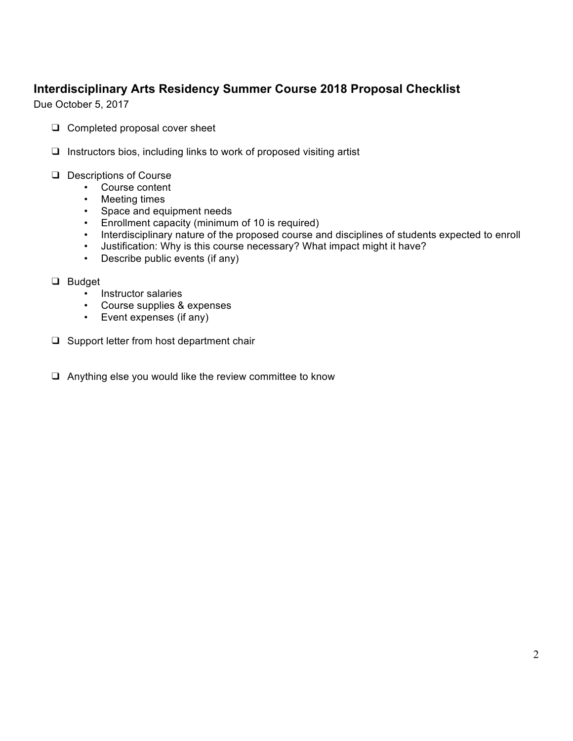## Interdisciplinary Arts Residency Summer Course 2018 Proposal Checklist

Due October 5, 2017

- ❑ Completed proposal cover sheet
- ❑ Instructors bios, including links to work of proposed visiting artist
- ❑ Descriptions of Course
  - Course content
  - Meeting times
  - Space and equipment needs
  - Enrollment capacity (minimum of 10 is required)
  - Interdisciplinary nature of the proposed course and disciplines of students expected to enroll
  - Justification: Why is this course necessary? What impact might it have?
  - Describe public events (if any)
- ❑ Budget
  - Instructor salaries
  - Course supplies & expenses
  - Event expenses (if any)
- ❑ Support letter from host department chair
- ❑ Anything else you would like the review committee to know